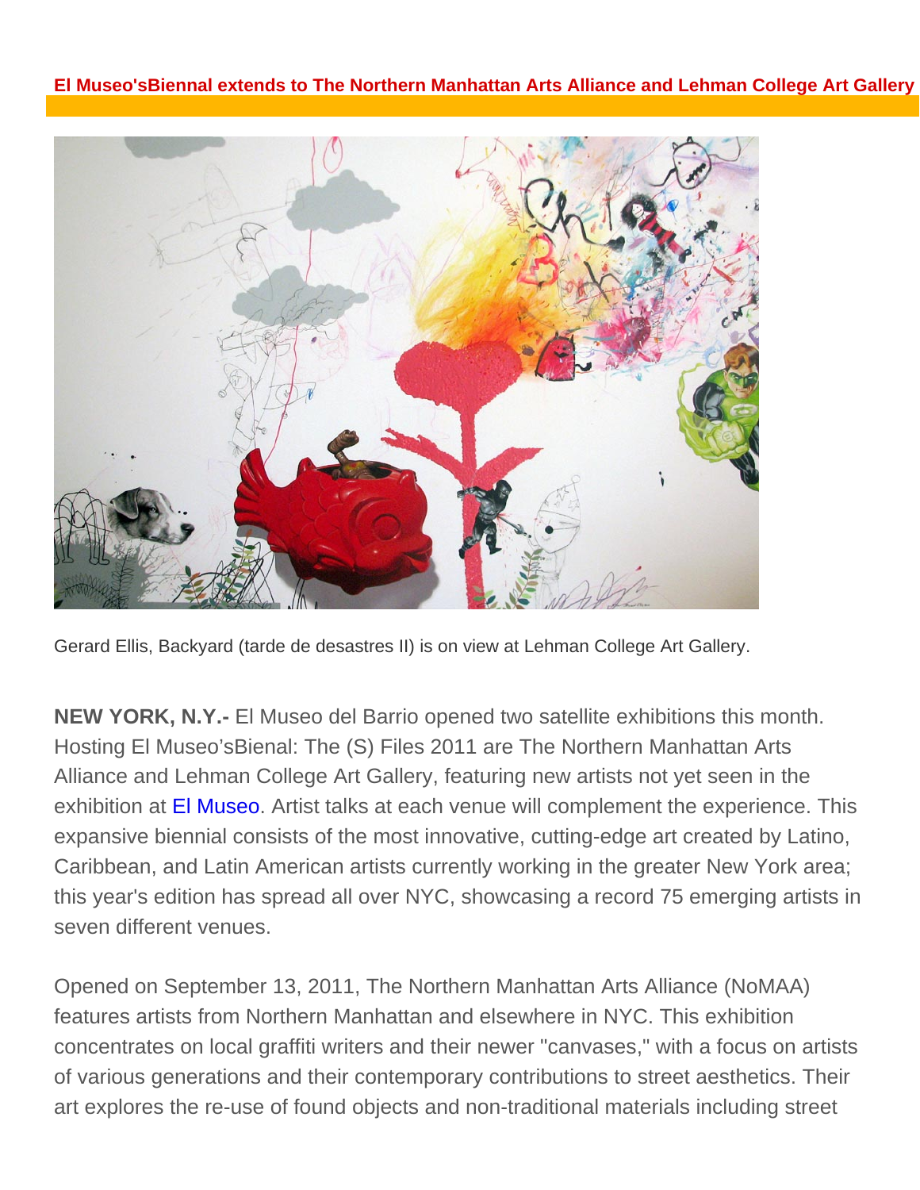## El Museo'sBiennal extends to The Northern Manhattan Arts Alliance and Lehman College Art Gallery

Gerard Ellis, Backyard (tarde de desastres II) is on view at Lehman College Art Gallery.

**NEW YORK, N.Y.-** El Museo del Barrio opened two satellite exhibitions this month. Hosting El Museo'sBienal: The (S) Files 2011 are The Northern Manhattan Arts Alliance and Lehman College Art Gallery, featuring new artists not yet seen in the exhibition at El Museo. Artist talks at each venue will complement the experience. This expansive biennial consists of the most innovative, cutting-edge art created by Latino, Caribbean, and Latin American artists currently working in the greater New York area; this year's edition has spread all over NYC, showcasing a record 75 emerging artists in seven different venues.

Opened on September 13, 2011, The Northern Manhattan Arts Alliance (NoMAA) features artists from Northern Manhattan and elsewhere in NYC. This exhibition concentrates on local graffiti writers and their newer "canvases," with a focus on artists of various generations and their contemporary contributions to street aesthetics. Their art explores the re-use of found objects and non-traditional materials including street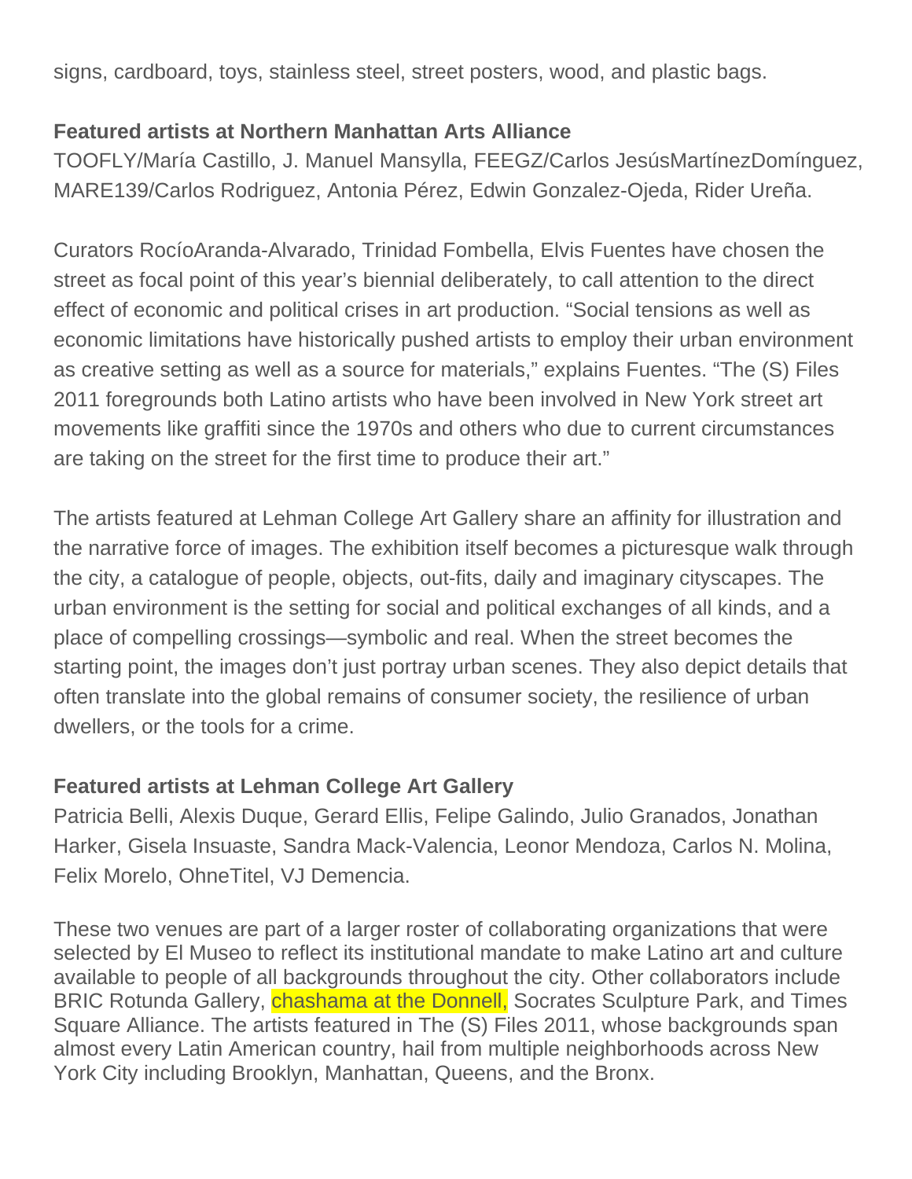signs, cardboard, toys, stainless steel, street posters, wood, and plastic bags.

**Featured artists at Northern Manhattan Arts Alliance**
TOOFLY/María Castillo, J. Manuel Mansylla, FEEGZ/Carlos JesúsMartínezDomínguez, MARE139/Carlos Rodriguez, Antonia Pérez, Edwin Gonzalez-Ojeda, Rider Ureña.

Curators RocíoAranda-Alvarado, Trinidad Fombella, Elvis Fuentes have chosen the street as focal point of this year's biennial deliberately, to call attention to the direct effect of economic and political crises in art production. "Social tensions as well as economic limitations have historically pushed artists to employ their urban environment as creative setting as well as a source for materials," explains Fuentes. "The (S) Files 2011 foregrounds both Latino artists who have been involved in New York street art movements like graffiti since the 1970s and others who due to current circumstances are taking on the street for the first time to produce their art."

The artists featured at Lehman College Art Gallery share an affinity for illustration and the narrative force of images. The exhibition itself becomes a picturesque walk through the city, a catalogue of people, objects, out-fits, daily and imaginary cityscapes. The urban environment is the setting for social and political exchanges of all kinds, and a place of compelling crossings—symbolic and real. When the street becomes the starting point, the images don't just portray urban scenes. They also depict details that often translate into the global remains of consumer society, the resilience of urban dwellers, or the tools for a crime.

**Featured artists at Lehman College Art Gallery**
Patricia Belli, Alexis Duque, Gerard Ellis, Felipe Galindo, Julio Granados, Jonathan Harker, Gisela Insuaste, Sandra Mack-Valencia, Leonor Mendoza, Carlos N. Molina, Felix Morelo, OhneTitel, VJ Demencia.

These two venues are part of a larger roster of collaborating organizations that were selected by El Museo to reflect its institutional mandate to make Latino art and culture available to people of all backgrounds throughout the city. Other collaborators include BRIC Rotunda Gallery, chashama at the Donnell, Socrates Sculpture Park, and Times Square Alliance. The artists featured in The (S) Files 2011, whose backgrounds span almost every Latin American country, hail from multiple neighborhoods across New York City including Brooklyn, Manhattan, Queens, and the Bronx.